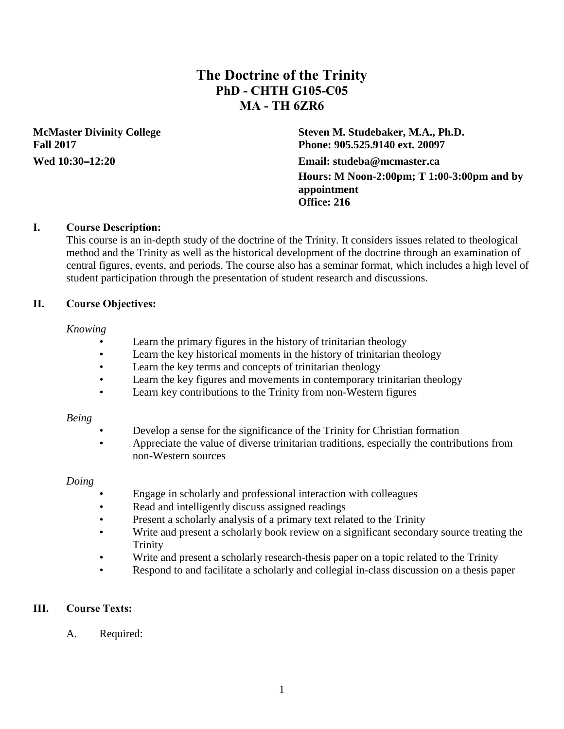# The Doctrine of the Trinity
## PhD - CHTH G105-C05
## MA - TH 6ZR6

**McMaster Divinity College**
**Fall 2017**
**Wed 10:30–12:20**

**Steven M. Studebaker, M.A., Ph.D.**
**Phone: 905.525.9140 ext. 20097**
**Email: studeba@mcmaster.ca**
**Hours: M Noon-2:00pm; T 1:00-3:00pm and by appointment**
**Office: 216**

## I. Course Description:

This course is an in-depth study of the doctrine of the Trinity. It considers issues related to theological method and the Trinity as well as the historical development of the doctrine through an examination of central figures, events, and periods. The course also has a seminar format, which includes a high level of student participation through the presentation of student research and discussions.

## II. Course Objectives:

*Knowing*

- Learn the primary figures in the history of trinitarian theology
- Learn the key historical moments in the history of trinitarian theology
- Learn the key terms and concepts of trinitarian theology
- Learn the key figures and movements in contemporary trinitarian theology
- Learn key contributions to the Trinity from non-Western figures

*Being*

- Develop a sense for the significance of the Trinity for Christian formation
- Appreciate the value of diverse trinitarian traditions, especially the contributions from non-Western sources

*Doing*

- Engage in scholarly and professional interaction with colleagues
- Read and intelligently discuss assigned readings
- Present a scholarly analysis of a primary text related to the Trinity
- Write and present a scholarly book review on a significant secondary source treating the Trinity
- Write and present a scholarly research-thesis paper on a topic related to the Trinity
- Respond to and facilitate a scholarly and collegial in-class discussion on a thesis paper

## III. Course Texts:

A. Required: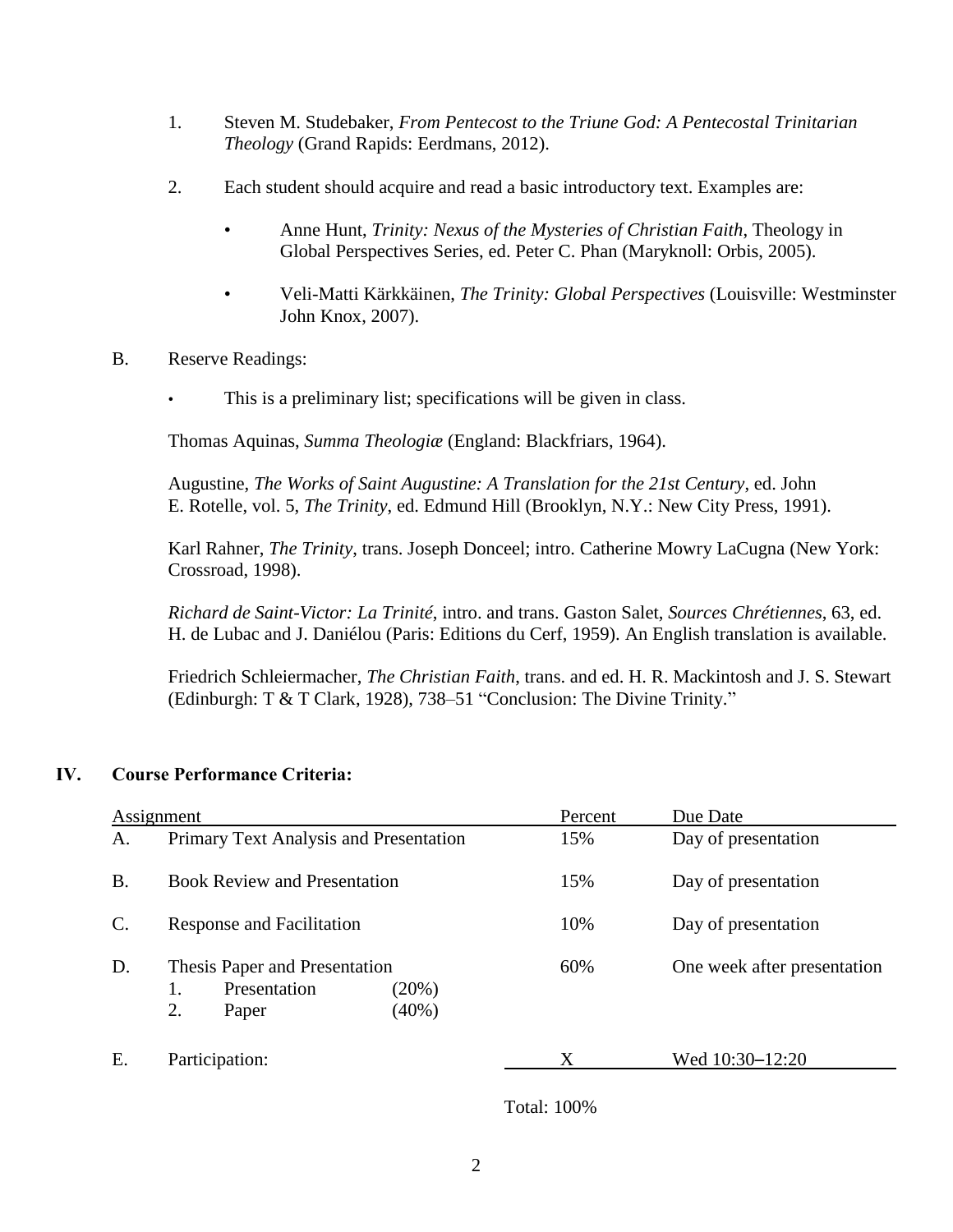1. Steven M. Studebaker, *From Pentecost to the Triune God: A Pentecostal Trinitarian Theology* (Grand Rapids: Eerdmans, 2012).

2. Each student should acquire and read a basic introductory text. Examples are:

   - Anne Hunt, *Trinity: Nexus of the Mysteries of Christian Faith*, Theology in Global Perspectives Series, ed. Peter C. Phan (Maryknoll: Orbis, 2005).

   - Veli-Matti Kärkkäinen, *The Trinity: Global Perspectives* (Louisville: Westminster John Knox, 2007).

B. Reserve Readings:

- This is a preliminary list; specifications will be given in class.

Thomas Aquinas, *Summa Theologiæ* (England: Blackfriars, 1964).

Augustine, *The Works of Saint Augustine: A Translation for the 21st Century*, ed. John E. Rotelle, vol. 5, *The Trinity*, ed. Edmund Hill (Brooklyn, N.Y.: New City Press, 1991).

Karl Rahner, *The Trinity*, trans. Joseph Donceel; intro. Catherine Mowry LaCugna (New York: Crossroad, 1998).

*Richard de Saint-Victor: La Trinité*, intro. and trans. Gaston Salet, *Sources Chrétiennes*, 63, ed. H. de Lubac and J. Daniélou (Paris: Editions du Cerf, 1959). An English translation is available.

Friedrich Schleiermacher, *The Christian Faith*, trans. and ed. H. R. Mackintosh and J. S. Stewart (Edinburgh: T & T Clark, 1928), 738–51 "Conclusion: The Divine Trinity."

## IV. Course Performance Criteria:

| | Assignment | Percent | Due Date |
|---|---|---|---|
| A. | Primary Text Analysis and Presentation | 15% | Day of presentation |
| B. | Book Review and Presentation | 15% | Day of presentation |
| C. | Response and Facilitation | 10% | Day of presentation |
| D. | Thesis Paper and Presentation<br>1. Presentation (20%)<br>2. Paper (40%) | 60% | One week after presentation |
| E. | Participation: | X | Wed 10:30–12:20 |
| | | Total: 100% | |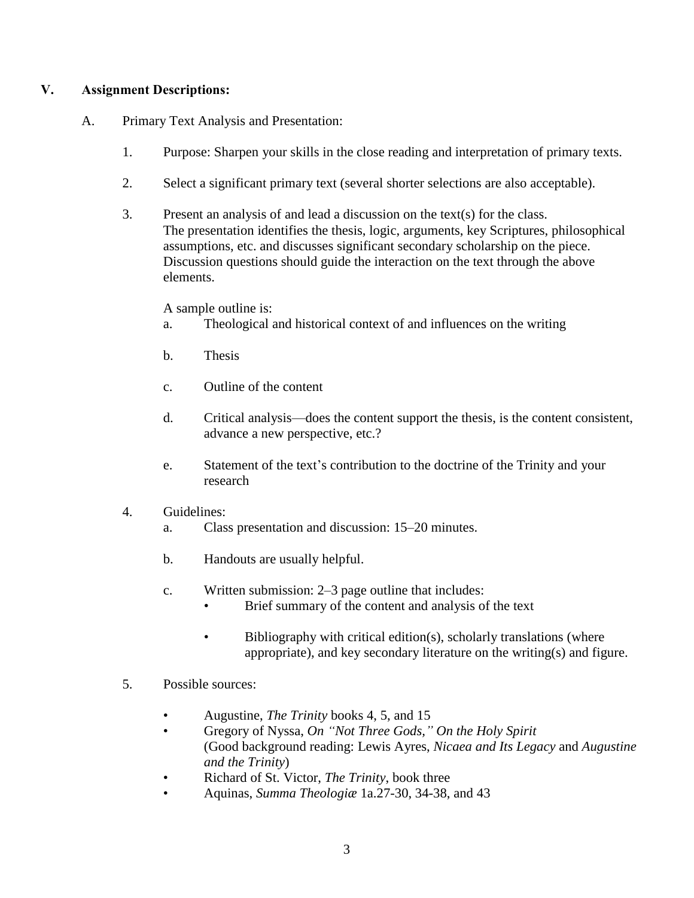## V. Assignment Descriptions:

A. Primary Text Analysis and Presentation:

1. Purpose: Sharpen your skills in the close reading and interpretation of primary texts.

2. Select a significant primary text (several shorter selections are also acceptable).

3. Present an analysis of and lead a discussion on the text(s) for the class. The presentation identifies the thesis, logic, arguments, key Scriptures, philosophical assumptions, etc. and discusses significant secondary scholarship on the piece. Discussion questions should guide the interaction on the text through the above elements.

   A sample outline is:

   a. Theological and historical context of and influences on the writing

   b. Thesis

   c. Outline of the content

   d. Critical analysis—does the content support the thesis, is the content consistent, advance a new perspective, etc.?

   e. Statement of the text's contribution to the doctrine of the Trinity and your research

4. Guidelines:

   a. Class presentation and discussion: 15–20 minutes.

   b. Handouts are usually helpful.

   c. Written submission: 2–3 page outline that includes:
      - Brief summary of the content and analysis of the text
      - Bibliography with critical edition(s), scholarly translations (where appropriate), and key secondary literature on the writing(s) and figure.

5. Possible sources:

   - Augustine, *The Trinity* books 4, 5, and 15
   - Gregory of Nyssa, *On "Not Three Gods," On the Holy Spirit* (Good background reading: Lewis Ayres, *Nicaea and Its Legacy* and *Augustine and the Trinity*)
   - Richard of St. Victor, *The Trinity*, book three
   - Aquinas, *Summa Theologiæ* 1a.27-30, 34-38, and 43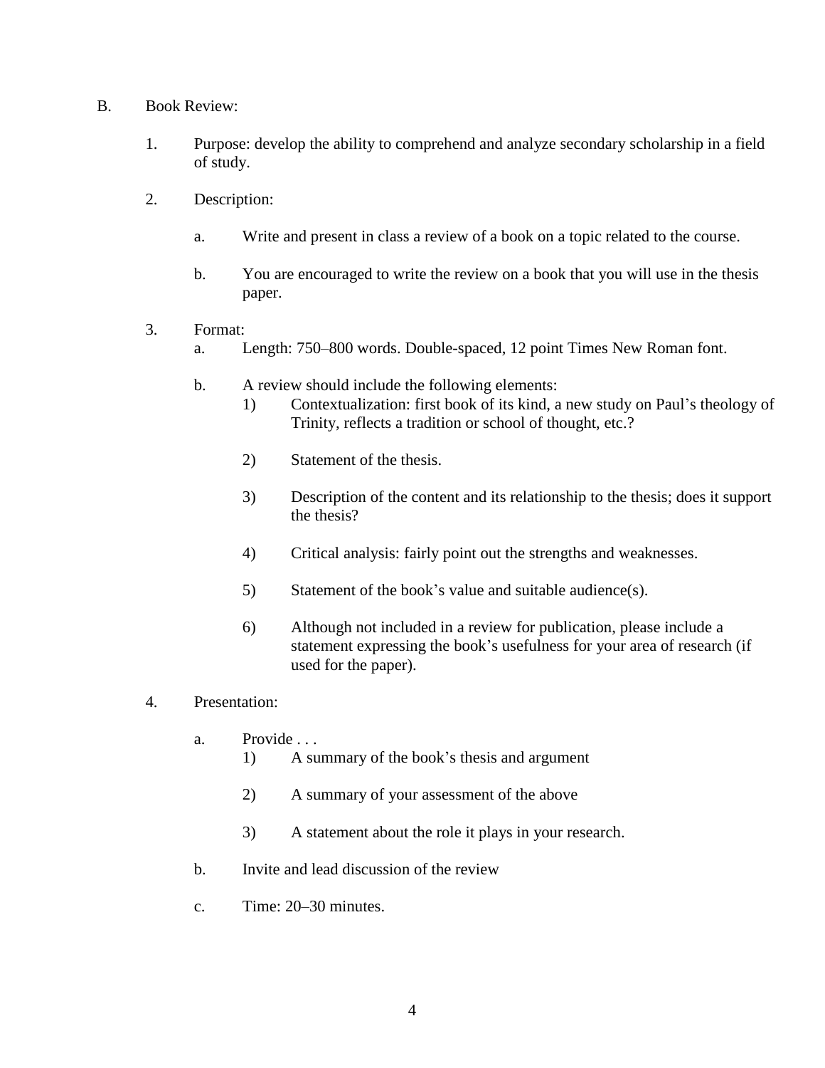B. Book Review:

1. Purpose: develop the ability to comprehend and analyze secondary scholarship in a field of study.

2. Description:

   a. Write and present in class a review of a book on a topic related to the course.

   b. You are encouraged to write the review on a book that you will use in the thesis paper.

3. Format:

   a. Length: 750–800 words. Double-spaced, 12 point Times New Roman font.

   b. A review should include the following elements:

      1) Contextualization: first book of its kind, a new study on Paul's theology of Trinity, reflects a tradition or school of thought, etc.?

      2) Statement of the thesis.

      3) Description of the content and its relationship to the thesis; does it support the thesis?

      4) Critical analysis: fairly point out the strengths and weaknesses.

      5) Statement of the book's value and suitable audience(s).

      6) Although not included in a review for publication, please include a statement expressing the book's usefulness for your area of research (if used for the paper).

4. Presentation:

   a. Provide . . .

      1) A summary of the book's thesis and argument

      2) A summary of your assessment of the above

      3) A statement about the role it plays in your research.

   b. Invite and lead discussion of the review

   c. Time: 20–30 minutes.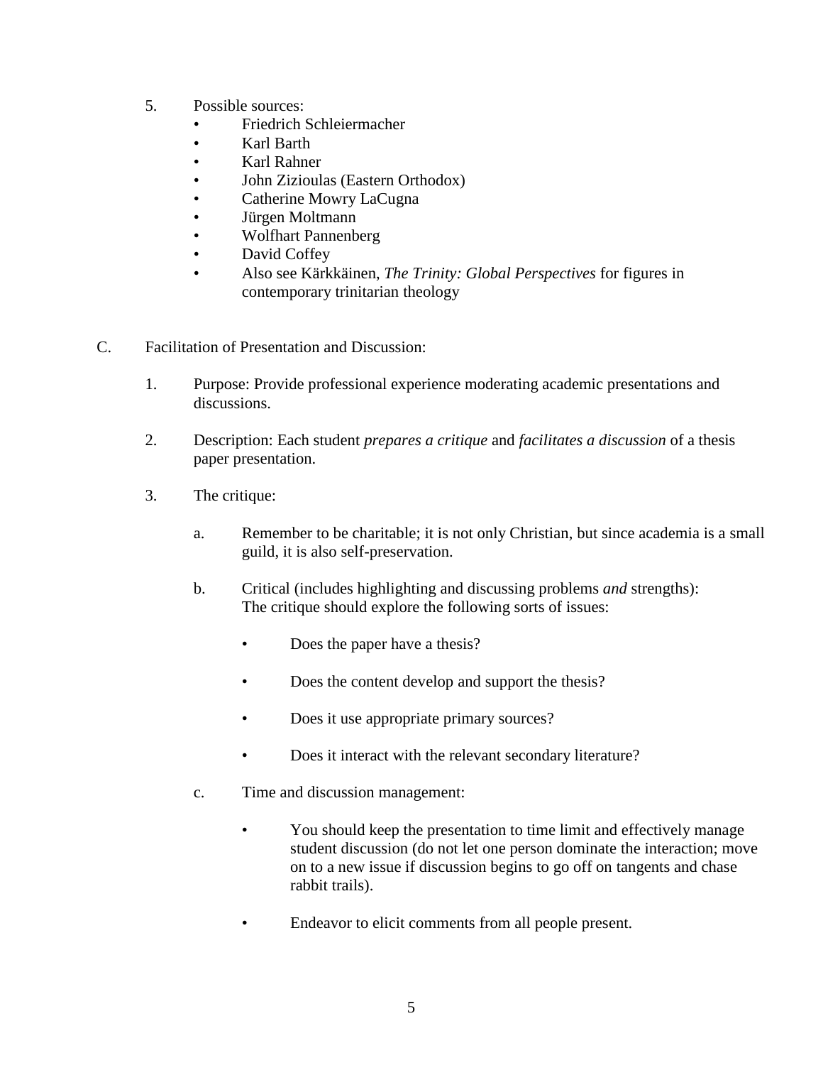5. Possible sources:
   - Friedrich Schleiermacher
   - Karl Barth
   - Karl Rahner
   - John Zizioulas (Eastern Orthodox)
   - Catherine Mowry LaCugna
   - Jürgen Moltmann
   - Wolfhart Pannenberg
   - David Coffey
   - Also see Kärkkäinen, *The Trinity: Global Perspectives* for figures in contemporary trinitarian theology

C. Facilitation of Presentation and Discussion:

1. Purpose: Provide professional experience moderating academic presentations and discussions.

2. Description: Each student *prepares a critique* and *facilitates a discussion* of a thesis paper presentation.

3. The critique:

   a. Remember to be charitable; it is not only Christian, but since academia is a small guild, it is also self-preservation.

   b. Critical (includes highlighting and discussing problems *and* strengths): The critique should explore the following sorts of issues:

      - Does the paper have a thesis?

      - Does the content develop and support the thesis?

      - Does it use appropriate primary sources?

      - Does it interact with the relevant secondary literature?

   c. Time and discussion management:

      - You should keep the presentation to time limit and effectively manage student discussion (do not let one person dominate the interaction; move on to a new issue if discussion begins to go off on tangents and chase rabbit trails).

      - Endeavor to elicit comments from all people present.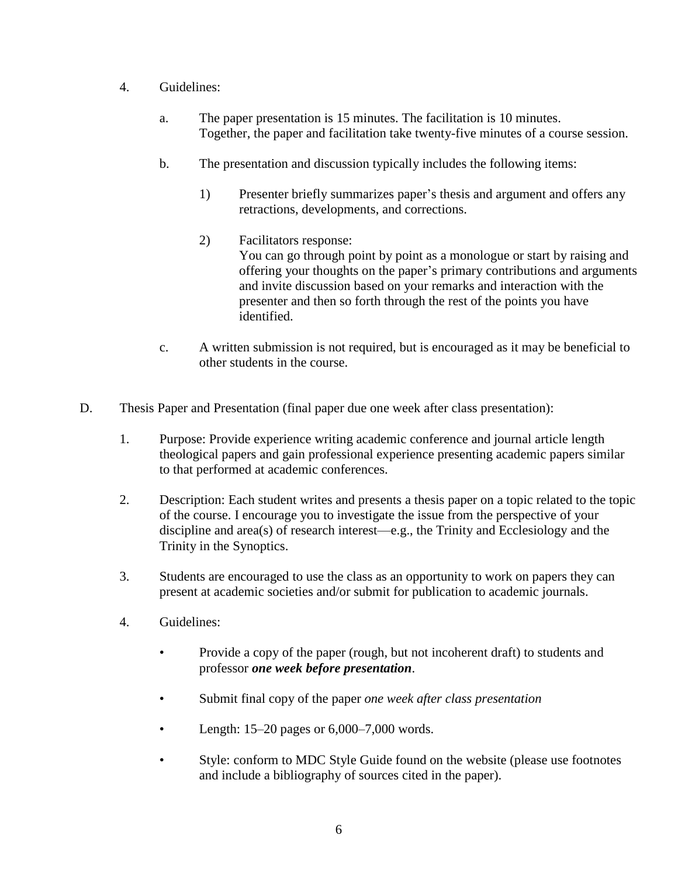4. Guidelines:

   a. The paper presentation is 15 minutes. The facilitation is 10 minutes. Together, the paper and facilitation take twenty-five minutes of a course session.

   b. The presentation and discussion typically includes the following items:

      1) Presenter briefly summarizes paper's thesis and argument and offers any retractions, developments, and corrections.

      2) Facilitators response:
         You can go through point by point as a monologue or start by raising and offering your thoughts on the paper's primary contributions and arguments and invite discussion based on your remarks and interaction with the presenter and then so forth through the rest of the points you have identified.

   c. A written submission is not required, but is encouraged as it may be beneficial to other students in the course.

D. Thesis Paper and Presentation (final paper due one week after class presentation):

   1. Purpose: Provide experience writing academic conference and journal article length theological papers and gain professional experience presenting academic papers similar to that performed at academic conferences.

   2. Description: Each student writes and presents a thesis paper on a topic related to the topic of the course. I encourage you to investigate the issue from the perspective of your discipline and area(s) of research interest—e.g., the Trinity and Ecclesiology and the Trinity in the Synoptics.

   3. Students are encouraged to use the class as an opportunity to work on papers they can present at academic societies and/or submit for publication to academic journals.

   4. Guidelines:

      - Provide a copy of the paper (rough, but not incoherent draft) to students and professor ***one week before presentation***.

      - Submit final copy of the paper *one week after class presentation*

      - Length: 15–20 pages or 6,000–7,000 words.

      - Style: conform to MDC Style Guide found on the website (please use footnotes and include a bibliography of sources cited in the paper).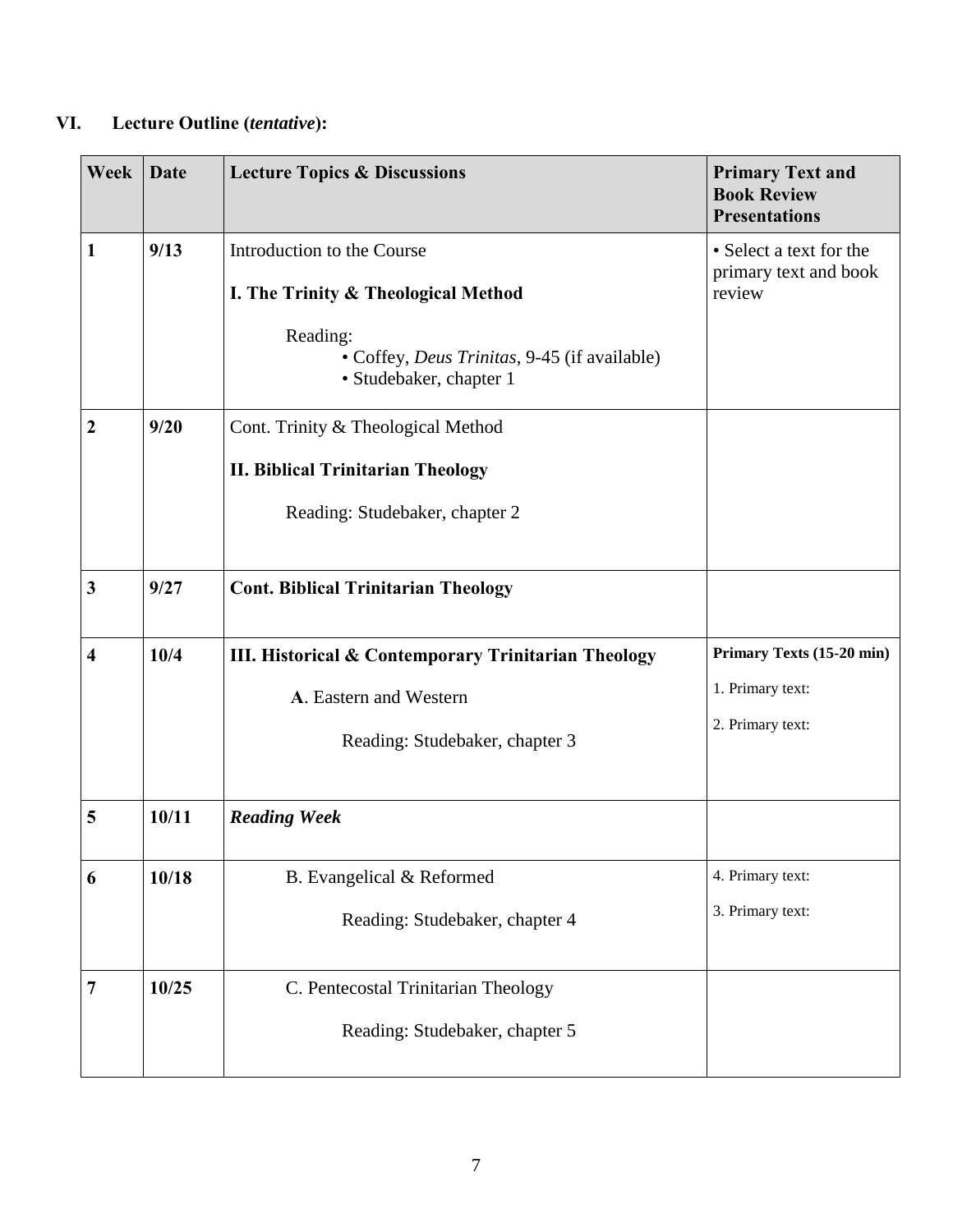## VI. Lecture Outline (*tentative*):

| Week | Date | Lecture Topics & Discussions | Primary Text and Book Review Presentations |
|---|---|---|---|
| **1** | **9/13** | Introduction to the Course<br><br>**I. The Trinity & Theological Method**<br><br>Reading:<br>• Coffey, *Deus Trinitas*, 9-45 (if available)<br>• Studebaker, chapter 1 | • Select a text for the primary text and book review |
| **2** | **9/20** | Cont. Trinity & Theological Method<br><br>**II. Biblical Trinitarian Theology**<br><br>Reading: Studebaker, chapter 2 | |
| **3** | **9/27** | **Cont. Biblical Trinitarian Theology** | |
| **4** | **10/4** | **III. Historical & Contemporary Trinitarian Theology**<br><br>**A**. Eastern and Western<br><br>Reading: Studebaker, chapter 3 | **Primary Texts (15-20 min)**<br><br>1. Primary text:<br><br>2. Primary text: |
| **5** | **10/11** | ***Reading Week*** | |
| **6** | **10/18** | B. Evangelical & Reformed<br><br>Reading: Studebaker, chapter 4 | 4. Primary text:<br><br>3. Primary text: |
| **7** | **10/25** | C. Pentecostal Trinitarian Theology<br><br>Reading: Studebaker, chapter 5 | |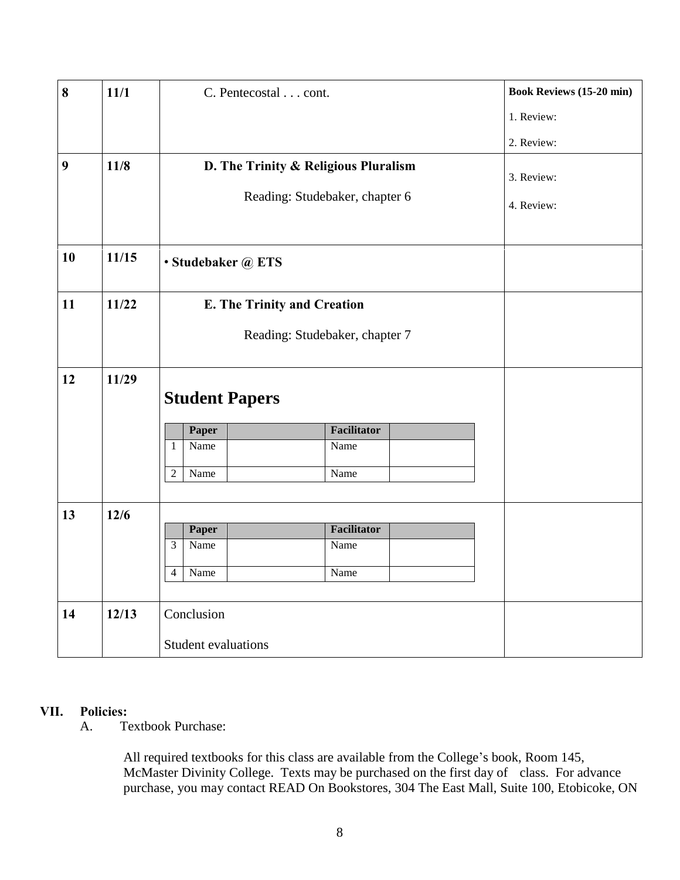| | | | |
|---|---|---|---|
| **8** | **11/1** | C. Pentecostal . . . cont. | **Book Reviews (15-20 min)**<br>1. Review:<br>2. Review: |
| **9** | **11/8** | **D. The Trinity & Religious Pluralism**<br>Reading: Studebaker, chapter 6 | 3. Review:<br>4. Review: |
| **10** | **11/15** | • **Studebaker @ ETS** | |
| **11** | **11/22** | **E. The Trinity and Creation**<br>Reading: Studebaker, chapter 7 | |
| **12** | **11/29** | **Student Papers** | |
| **13** | **12/6** | (see paper schedule below) | |
| **14** | **12/13** | Conclusion<br>Student evaluations | |

**Student Papers**

Week 12 (11/29):

| | Paper | | Facilitator | |
|---|---|---|---|---|
| 1 | Name | | Name | |
| 2 | Name | | Name | |

Week 13 (12/6):

| | Paper | | Facilitator | |
|---|---|---|---|---|
| 3 | Name | | Name | |
| 4 | Name | | Name | |

## VII. Policies:

A. Textbook Purchase:

All required textbooks for this class are available from the College's book, Room 145, McMaster Divinity College. Texts may be purchased on the first day of class. For advance purchase, you may contact READ On Bookstores, 304 The East Mall, Suite 100, Etobicoke, ON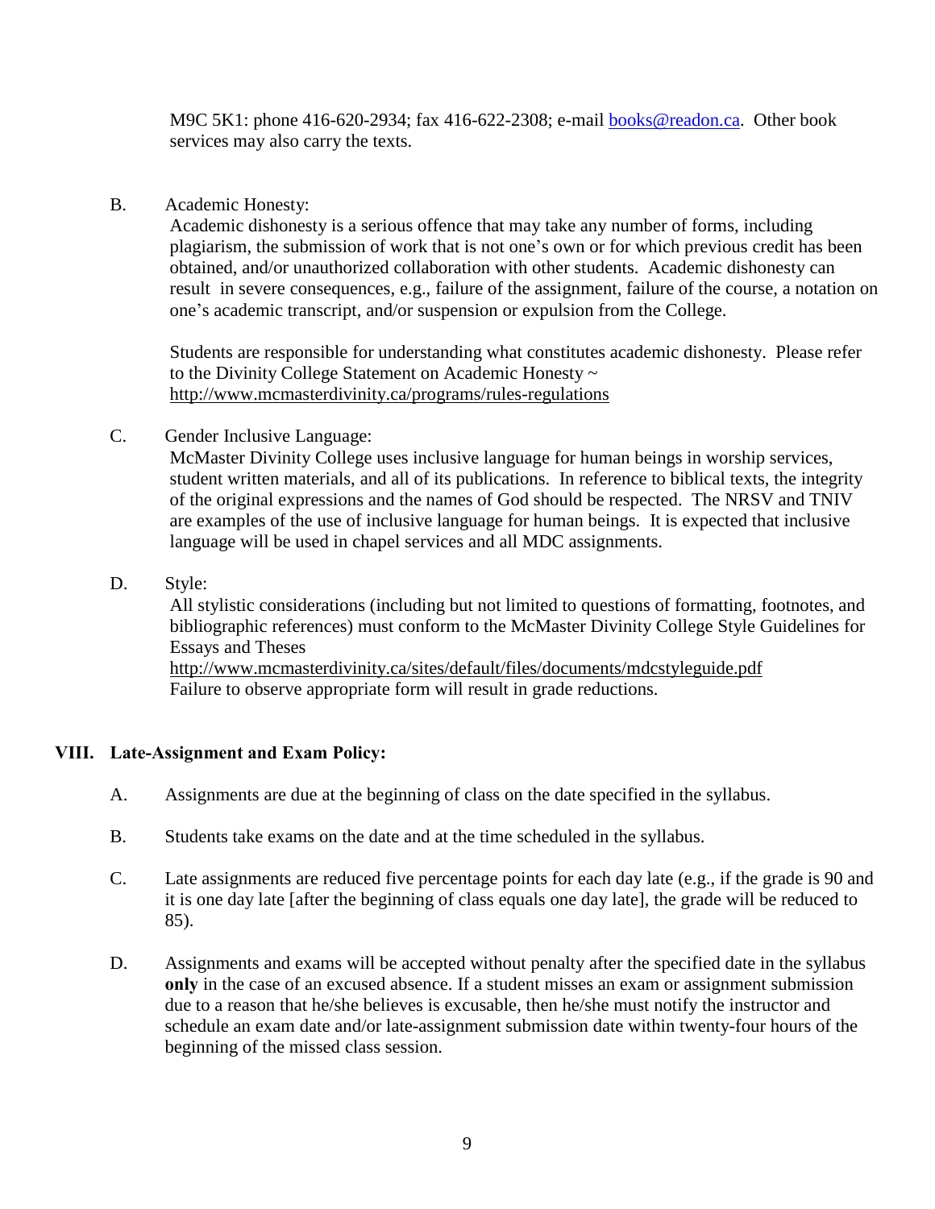M9C 5K1: phone 416-620-2934; fax 416-622-2308; e-mail books@readon.ca. Other book services may also carry the texts.

B. Academic Honesty:

Academic dishonesty is a serious offence that may take any number of forms, including plagiarism, the submission of work that is not one's own or for which previous credit has been obtained, and/or unauthorized collaboration with other students. Academic dishonesty can result in severe consequences, e.g., failure of the assignment, failure of the course, a notation on one's academic transcript, and/or suspension or expulsion from the College.

Students are responsible for understanding what constitutes academic dishonesty. Please refer to the Divinity College Statement on Academic Honesty ~ http://www.mcmasterdivinity.ca/programs/rules-regulations

C. Gender Inclusive Language:

McMaster Divinity College uses inclusive language for human beings in worship services, student written materials, and all of its publications. In reference to biblical texts, the integrity of the original expressions and the names of God should be respected. The NRSV and TNIV are examples of the use of inclusive language for human beings. It is expected that inclusive language will be used in chapel services and all MDC assignments.

D. Style:

All stylistic considerations (including but not limited to questions of formatting, footnotes, and bibliographic references) must conform to the McMaster Divinity College Style Guidelines for Essays and Theses http://www.mcmasterdivinity.ca/sites/default/files/documents/mdcstyleguide.pdf Failure to observe appropriate form will result in grade reductions.

## VIII. Late-Assignment and Exam Policy:

A. Assignments are due at the beginning of class on the date specified in the syllabus.

B. Students take exams on the date and at the time scheduled in the syllabus.

C. Late assignments are reduced five percentage points for each day late (e.g., if the grade is 90 and it is one day late [after the beginning of class equals one day late], the grade will be reduced to 85).

D. Assignments and exams will be accepted without penalty after the specified date in the syllabus **only** in the case of an excused absence. If a student misses an exam or assignment submission due to a reason that he/she believes is excusable, then he/she must notify the instructor and schedule an exam date and/or late-assignment submission date within twenty-four hours of the beginning of the missed class session.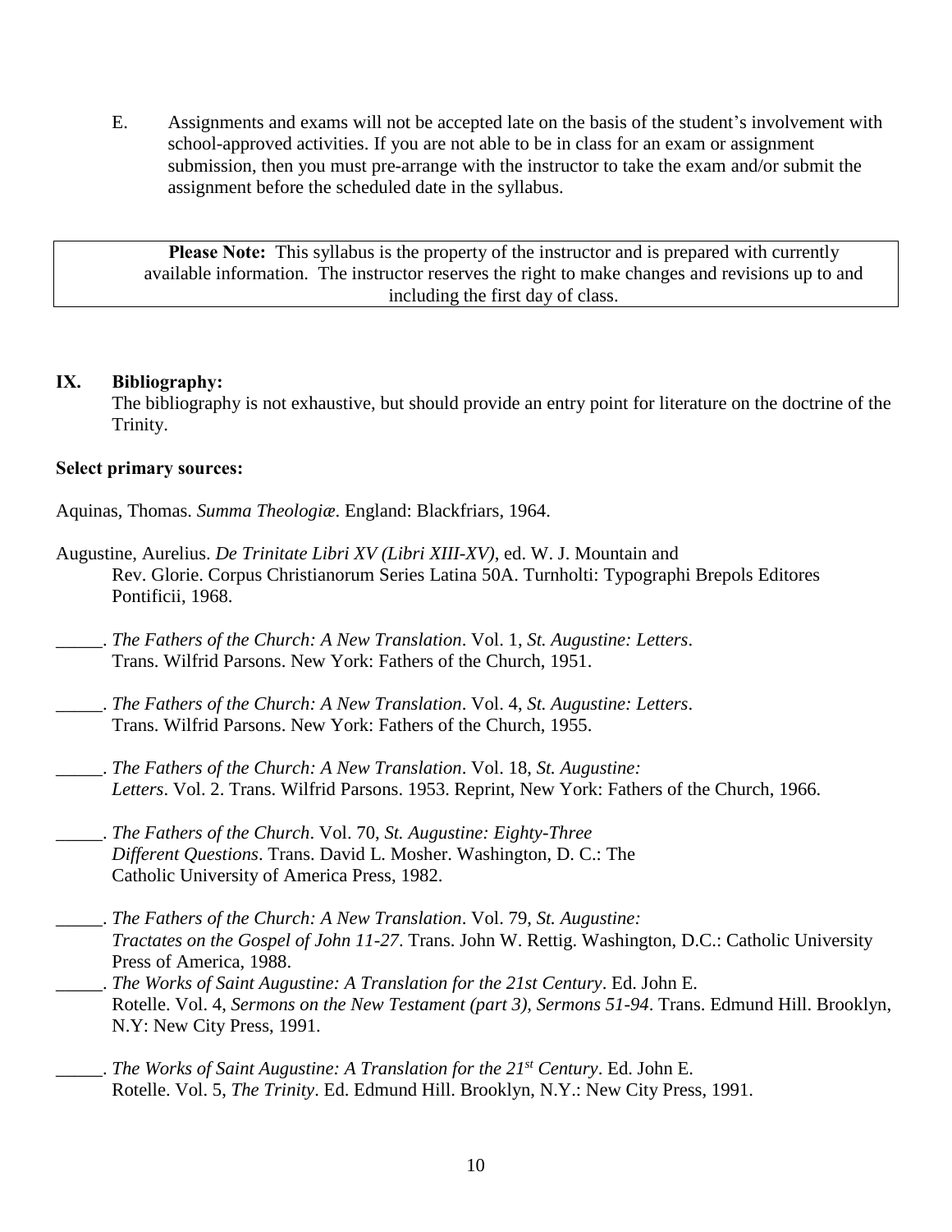E. Assignments and exams will not be accepted late on the basis of the student's involvement with school-approved activities. If you are not able to be in class for an exam or assignment submission, then you must pre-arrange with the instructor to take the exam and/or submit the assignment before the scheduled date in the syllabus.

> **Please Note:** This syllabus is the property of the instructor and is prepared with currently available information. The instructor reserves the right to make changes and revisions up to and including the first day of class.

## IX. Bibliography:

The bibliography is not exhaustive, but should provide an entry point for literature on the doctrine of the Trinity.

**Select primary sources:**

Aquinas, Thomas. *Summa Theologiæ*. England: Blackfriars, 1964.

Augustine, Aurelius. *De Trinitate Libri XV (Libri XIII-XV)*, ed. W. J. Mountain and Rev. Glorie. Corpus Christianorum Series Latina 50A. Turnholti: Typographi Brepols Editores Pontificii, 1968.

\_\_\_\_\_. *The Fathers of the Church: A New Translation*. Vol. 1, *St. Augustine: Letters*. Trans. Wilfrid Parsons. New York: Fathers of the Church, 1951.

\_\_\_\_\_. *The Fathers of the Church: A New Translation*. Vol. 4, *St. Augustine: Letters*. Trans. Wilfrid Parsons. New York: Fathers of the Church, 1955.

\_\_\_\_\_. *The Fathers of the Church: A New Translation*. Vol. 18, *St. Augustine: Letters*. Vol. 2. Trans. Wilfrid Parsons. 1953. Reprint, New York: Fathers of the Church, 1966.

\_\_\_\_\_. *The Fathers of the Church*. Vol. 70, *St. Augustine: Eighty-Three Different Questions*. Trans. David L. Mosher. Washington, D. C.: The Catholic University of America Press, 1982.

\_\_\_\_\_. *The Fathers of the Church: A New Translation*. Vol. 79, *St. Augustine: Tractates on the Gospel of John 11-27*. Trans. John W. Rettig. Washington, D.C.: Catholic University Press of America, 1988.

\_\_\_\_\_. *The Works of Saint Augustine: A Translation for the 21st Century*. Ed. John E. Rotelle. Vol. 4, *Sermons on the New Testament (part 3), Sermons 51-94*. Trans. Edmund Hill. Brooklyn, N.Y: New City Press, 1991.

\_\_\_\_\_. *The Works of Saint Augustine: A Translation for the 21st Century*. Ed. John E. Rotelle. Vol. 5, *The Trinity*. Ed. Edmund Hill. Brooklyn, N.Y.: New City Press, 1991.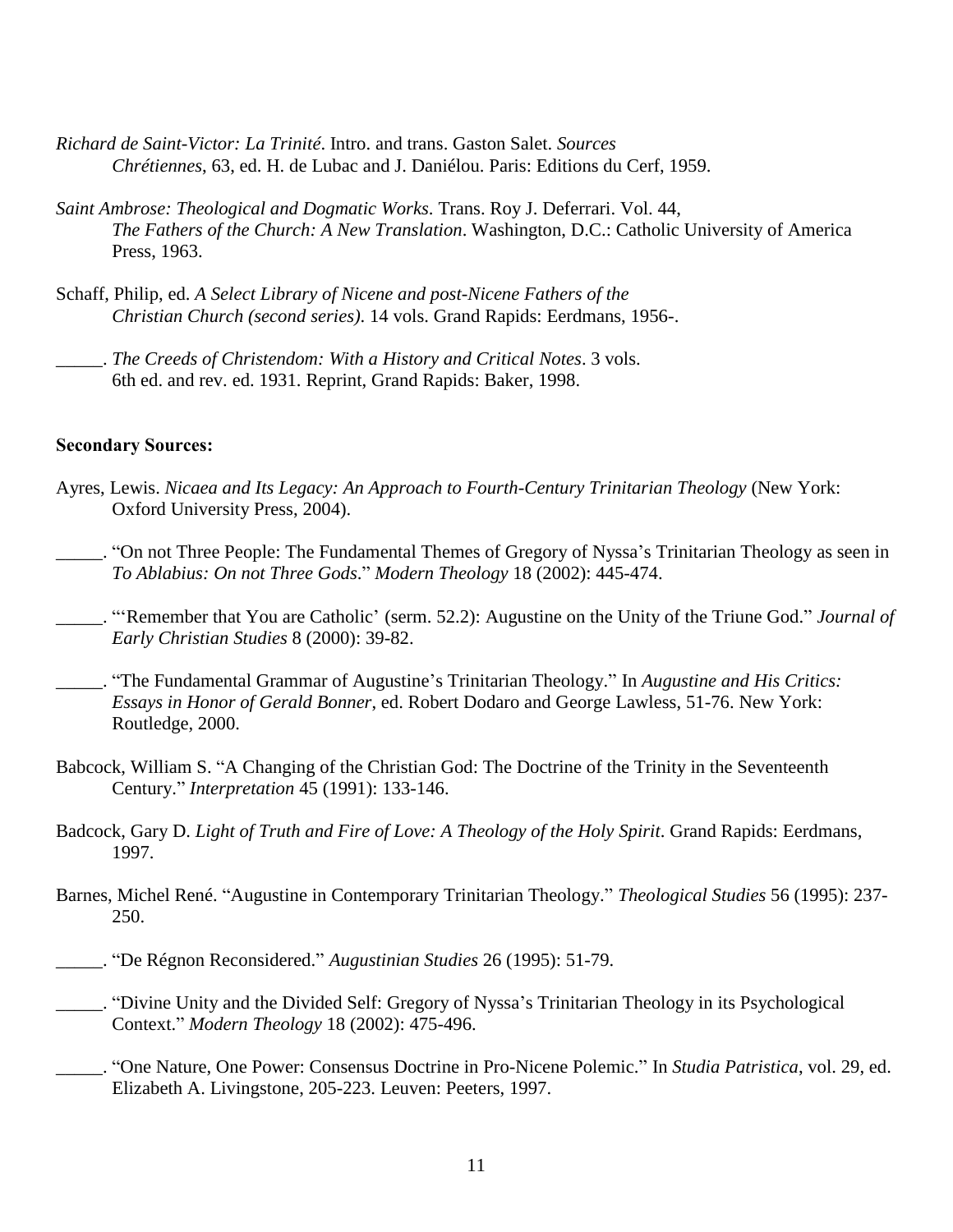*Richard de Saint-Victor: La Trinité*. Intro. and trans. Gaston Salet. *Sources Chrétiennes*, 63, ed. H. de Lubac and J. Daniélou. Paris: Editions du Cerf, 1959.

*Saint Ambrose: Theological and Dogmatic Works*. Trans. Roy J. Deferrari. Vol. 44, *The Fathers of the Church: A New Translation*. Washington, D.C.: Catholic University of America Press, 1963.

Schaff, Philip, ed. *A Select Library of Nicene and post-Nicene Fathers of the Christian Church (second series)*. 14 vols. Grand Rapids: Eerdmans, 1956-.

_____. *The Creeds of Christendom: With a History and Critical Notes*. 3 vols. 6th ed. and rev. ed. 1931. Reprint, Grand Rapids: Baker, 1998.

**Secondary Sources:**

Ayres, Lewis. *Nicaea and Its Legacy: An Approach to Fourth-Century Trinitarian Theology* (New York: Oxford University Press, 2004).

_____. "On not Three People: The Fundamental Themes of Gregory of Nyssa's Trinitarian Theology as seen in *To Ablabius: On not Three Gods*." *Modern Theology* 18 (2002): 445-474.

_____. "'Remember that You are Catholic' (serm. 52.2): Augustine on the Unity of the Triune God." *Journal of Early Christian Studies* 8 (2000): 39-82.

_____. "The Fundamental Grammar of Augustine's Trinitarian Theology." In *Augustine and His Critics: Essays in Honor of Gerald Bonner*, ed. Robert Dodaro and George Lawless, 51-76. New York: Routledge, 2000.

Babcock, William S. "A Changing of the Christian God: The Doctrine of the Trinity in the Seventeenth Century." *Interpretation* 45 (1991): 133-146.

Badcock, Gary D. *Light of Truth and Fire of Love: A Theology of the Holy Spirit*. Grand Rapids: Eerdmans, 1997.

Barnes, Michel René. "Augustine in Contemporary Trinitarian Theology." *Theological Studies* 56 (1995): 237-250.

_____. "De Régnon Reconsidered." *Augustinian Studies* 26 (1995): 51-79.

_____. "Divine Unity and the Divided Self: Gregory of Nyssa's Trinitarian Theology in its Psychological Context." *Modern Theology* 18 (2002): 475-496.

_____. "One Nature, One Power: Consensus Doctrine in Pro-Nicene Polemic." In *Studia Patristica*, vol. 29, ed. Elizabeth A. Livingstone, 205-223. Leuven: Peeters, 1997.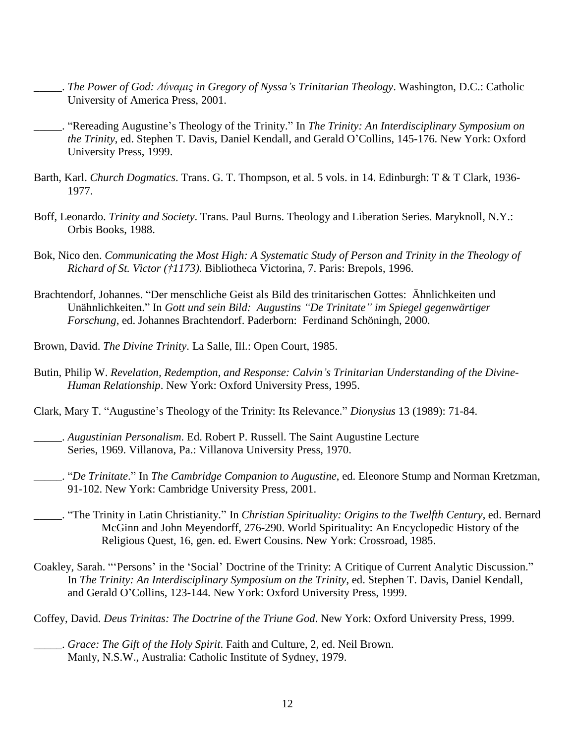_____. *The Power of God: Δύναμις in Gregory of Nyssa's Trinitarian Theology*. Washington, D.C.: Catholic University of America Press, 2001.

_____. "Rereading Augustine's Theology of the Trinity." In *The Trinity: An Interdisciplinary Symposium on the Trinity*, ed. Stephen T. Davis, Daniel Kendall, and Gerald O'Collins, 145-176. New York: Oxford University Press, 1999.

Barth, Karl. *Church Dogmatics*. Trans. G. T. Thompson, et al. 5 vols. in 14. Edinburgh: T & T Clark, 1936-1977.

Boff, Leonardo. *Trinity and Society*. Trans. Paul Burns. Theology and Liberation Series. Maryknoll, N.Y.: Orbis Books, 1988.

Bok, Nico den. *Communicating the Most High: A Systematic Study of Person and Trinity in the Theology of Richard of St. Victor (†1173)*. Bibliotheca Victorina, 7. Paris: Brepols, 1996.

Brachtendorf, Johannes. "Der menschliche Geist als Bild des trinitarischen Gottes: Ähnlichkeiten und Unähnlichkeiten." In *Gott und sein Bild: Augustins "De Trinitate" im Spiegel gegenwärtiger Forschung*, ed. Johannes Brachtendorf. Paderborn: Ferdinand Schöningh, 2000.

Brown, David. *The Divine Trinity*. La Salle, Ill.: Open Court, 1985.

Butin, Philip W. *Revelation, Redemption, and Response: Calvin's Trinitarian Understanding of the Divine-Human Relationship*. New York: Oxford University Press, 1995.

Clark, Mary T. "Augustine's Theology of the Trinity: Its Relevance." *Dionysius* 13 (1989): 71-84.

_____. *Augustinian Personalism*. Ed. Robert P. Russell. The Saint Augustine Lecture Series, 1969. Villanova, Pa.: Villanova University Press, 1970.

_____. "*De Trinitate*." In *The Cambridge Companion to Augustine*, ed. Eleonore Stump and Norman Kretzman, 91-102. New York: Cambridge University Press, 2001.

_____. "The Trinity in Latin Christianity." In *Christian Spirituality: Origins to the Twelfth Century*, ed. Bernard McGinn and John Meyendorff, 276-290. World Spirituality: An Encyclopedic History of the Religious Quest, 16, gen. ed. Ewert Cousins. New York: Crossroad, 1985.

Coakley, Sarah. "'Persons' in the 'Social' Doctrine of the Trinity: A Critique of Current Analytic Discussion." In *The Trinity: An Interdisciplinary Symposium on the Trinity*, ed. Stephen T. Davis, Daniel Kendall, and Gerald O'Collins, 123-144. New York: Oxford University Press, 1999.

Coffey, David. *Deus Trinitas: The Doctrine of the Triune God*. New York: Oxford University Press, 1999.

_____. *Grace: The Gift of the Holy Spirit*. Faith and Culture, 2, ed. Neil Brown. Manly, N.S.W., Australia: Catholic Institute of Sydney, 1979.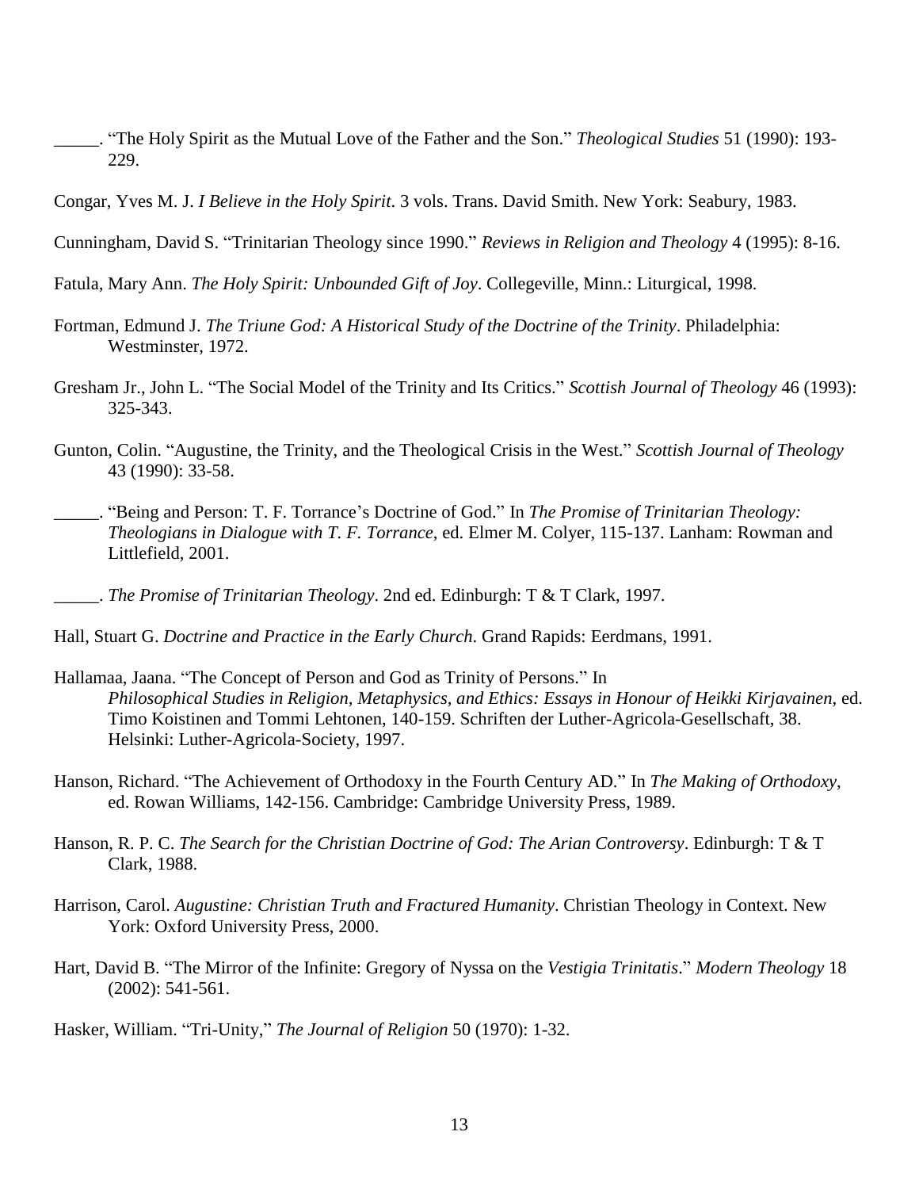_____. "The Holy Spirit as the Mutual Love of the Father and the Son." *Theological Studies* 51 (1990): 193-229.

Congar, Yves M. J. *I Believe in the Holy Spirit*. 3 vols. Trans. David Smith. New York: Seabury, 1983.

Cunningham, David S. "Trinitarian Theology since 1990." *Reviews in Religion and Theology* 4 (1995): 8-16.

Fatula, Mary Ann. *The Holy Spirit: Unbounded Gift of Joy*. Collegeville, Minn.: Liturgical, 1998.

Fortman, Edmund J. *The Triune God: A Historical Study of the Doctrine of the Trinity*. Philadelphia: Westminster, 1972.

Gresham Jr., John L. "The Social Model of the Trinity and Its Critics." *Scottish Journal of Theology* 46 (1993): 325-343.

Gunton, Colin. "Augustine, the Trinity, and the Theological Crisis in the West." *Scottish Journal of Theology* 43 (1990): 33-58.

_____. "Being and Person: T. F. Torrance's Doctrine of God." In *The Promise of Trinitarian Theology: Theologians in Dialogue with T. F. Torrance*, ed. Elmer M. Colyer, 115-137. Lanham: Rowman and Littlefield, 2001.

_____. *The Promise of Trinitarian Theology*. 2nd ed. Edinburgh: T & T Clark, 1997.

Hall, Stuart G. *Doctrine and Practice in the Early Church*. Grand Rapids: Eerdmans, 1991.

Hallamaa, Jaana. "The Concept of Person and God as Trinity of Persons." In *Philosophical Studies in Religion, Metaphysics, and Ethics: Essays in Honour of Heikki Kirjavainen*, ed. Timo Koistinen and Tommi Lehtonen, 140-159. Schriften der Luther-Agricola-Gesellschaft, 38. Helsinki: Luther-Agricola-Society, 1997.

Hanson, Richard. "The Achievement of Orthodoxy in the Fourth Century AD." In *The Making of Orthodoxy*, ed. Rowan Williams, 142-156. Cambridge: Cambridge University Press, 1989.

Hanson, R. P. C. *The Search for the Christian Doctrine of God: The Arian Controversy*. Edinburgh: T & T Clark, 1988.

Harrison, Carol. *Augustine: Christian Truth and Fractured Humanity*. Christian Theology in Context. New York: Oxford University Press, 2000.

Hart, David B. "The Mirror of the Infinite: Gregory of Nyssa on the *Vestigia Trinitatis*." *Modern Theology* 18 (2002): 541-561.

Hasker, William. "Tri-Unity," *The Journal of Religion* 50 (1970): 1-32.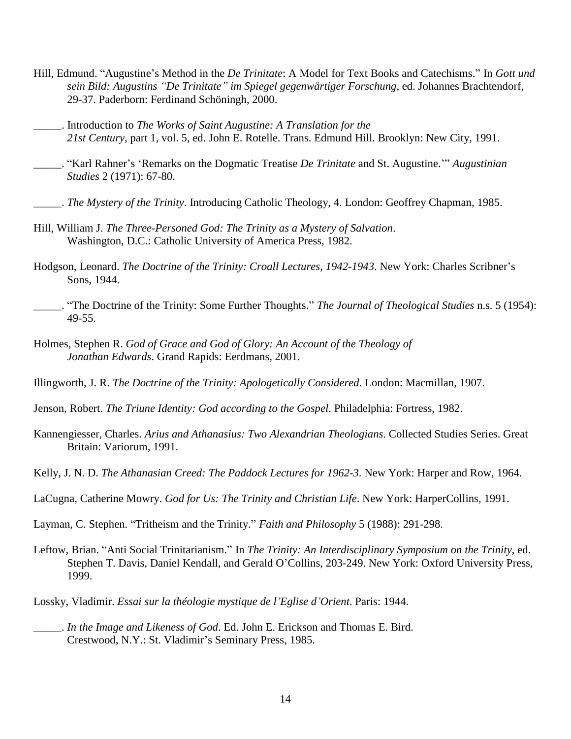Hill, Edmund. "Augustine's Method in the *De Trinitate*: A Model for Text Books and Catechisms." In *Gott und sein Bild: Augustins "De Trinitate" im Spiegel gegenwärtiger Forschung*, ed. Johannes Brachtendorf, 29-37. Paderborn: Ferdinand Schöningh, 2000.

_____. Introduction to *The Works of Saint Augustine: A Translation for the 21st Century*, part 1, vol. 5, ed. John E. Rotelle. Trans. Edmund Hill. Brooklyn: New City, 1991.

_____. "Karl Rahner's 'Remarks on the Dogmatic Treatise *De Trinitate* and St. Augustine.'" *Augustinian Studies* 2 (1971): 67-80.

_____. *The Mystery of the Trinity*. Introducing Catholic Theology, 4. London: Geoffrey Chapman, 1985.

Hill, William J. *The Three-Personed God: The Trinity as a Mystery of Salvation*. Washington, D.C.: Catholic University of America Press, 1982.

Hodgson, Leonard. *The Doctrine of the Trinity: Croall Lectures, 1942-1943*. New York: Charles Scribner's Sons, 1944.

_____. "The Doctrine of the Trinity: Some Further Thoughts." *The Journal of Theological Studies* n.s. 5 (1954): 49-55.

Holmes, Stephen R. *God of Grace and God of Glory: An Account of the Theology of Jonathan Edwards*. Grand Rapids: Eerdmans, 2001.

Illingworth, J. R. *The Doctrine of the Trinity: Apologetically Considered*. London: Macmillan, 1907.

Jenson, Robert. *The Triune Identity: God according to the Gospel*. Philadelphia: Fortress, 1982.

Kannengiesser, Charles. *Arius and Athanasius: Two Alexandrian Theologians*. Collected Studies Series. Great Britain: Variorum, 1991.

Kelly, J. N. D. *The Athanasian Creed: The Paddock Lectures for 1962-3*. New York: Harper and Row, 1964.

LaCugna, Catherine Mowry. *God for Us: The Trinity and Christian Life*. New York: HarperCollins, 1991.

Layman, C. Stephen. "Tritheism and the Trinity." *Faith and Philosophy* 5 (1988): 291-298.

Leftow, Brian. "Anti Social Trinitarianism." In *The Trinity: An Interdisciplinary Symposium on the Trinity*, ed. Stephen T. Davis, Daniel Kendall, and Gerald O'Collins, 203-249. New York: Oxford University Press, 1999.

Lossky, Vladimir. *Essai sur la théologie mystique de l'Eglise d'Orient*. Paris: 1944.

_____. *In the Image and Likeness of God*. Ed. John E. Erickson and Thomas E. Bird. Crestwood, N.Y.: St. Vladimir's Seminary Press, 1985.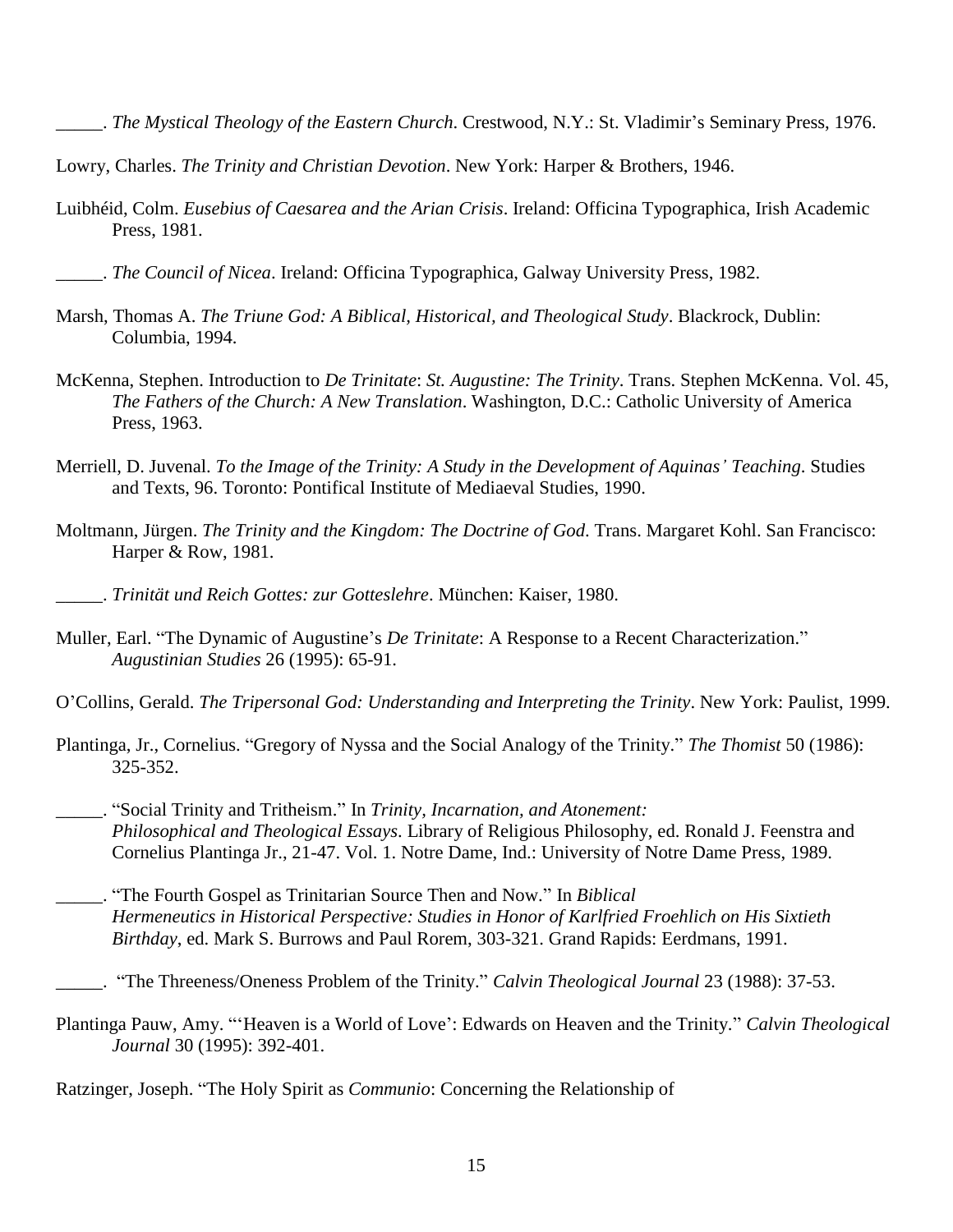_____. *The Mystical Theology of the Eastern Church*. Crestwood, N.Y.: St. Vladimir's Seminary Press, 1976.

Lowry, Charles. *The Trinity and Christian Devotion*. New York: Harper & Brothers, 1946.

Luibhéid, Colm. *Eusebius of Caesarea and the Arian Crisis*. Ireland: Officina Typographica, Irish Academic Press, 1981.

_____. *The Council of Nicea*. Ireland: Officina Typographica, Galway University Press, 1982.

Marsh, Thomas A. *The Triune God: A Biblical, Historical, and Theological Study*. Blackrock, Dublin: Columbia, 1994.

McKenna, Stephen. Introduction to *De Trinitate*: *St. Augustine: The Trinity*. Trans. Stephen McKenna. Vol. 45, *The Fathers of the Church: A New Translation*. Washington, D.C.: Catholic University of America Press, 1963.

Merriell, D. Juvenal. *To the Image of the Trinity: A Study in the Development of Aquinas' Teaching*. Studies and Texts, 96. Toronto: Pontifical Institute of Mediaeval Studies, 1990.

Moltmann, Jürgen. *The Trinity and the Kingdom: The Doctrine of God*. Trans. Margaret Kohl. San Francisco: Harper & Row, 1981.

_____. *Trinität und Reich Gottes: zur Gotteslehre*. München: Kaiser, 1980.

Muller, Earl. "The Dynamic of Augustine's *De Trinitate*: A Response to a Recent Characterization." *Augustinian Studies* 26 (1995): 65-91.

O'Collins, Gerald. *The Tripersonal God: Understanding and Interpreting the Trinity*. New York: Paulist, 1999.

Plantinga, Jr., Cornelius. "Gregory of Nyssa and the Social Analogy of the Trinity." *The Thomist* 50 (1986): 325-352.

_____. "Social Trinity and Tritheism." In *Trinity, Incarnation, and Atonement: Philosophical and Theological Essays*. Library of Religious Philosophy, ed. Ronald J. Feenstra and Cornelius Plantinga Jr., 21-47. Vol. 1. Notre Dame, Ind.: University of Notre Dame Press, 1989.

_____. "The Fourth Gospel as Trinitarian Source Then and Now." In *Biblical Hermeneutics in Historical Perspective: Studies in Honor of Karlfried Froehlich on His Sixtieth Birthday*, ed. Mark S. Burrows and Paul Rorem, 303-321. Grand Rapids: Eerdmans, 1991.

_____. "The Threeness/Oneness Problem of the Trinity." *Calvin Theological Journal* 23 (1988): 37-53.

Plantinga Pauw, Amy. "'Heaven is a World of Love': Edwards on Heaven and the Trinity." *Calvin Theological Journal* 30 (1995): 392-401.

Ratzinger, Joseph. "The Holy Spirit as *Communio*: Concerning the Relationship of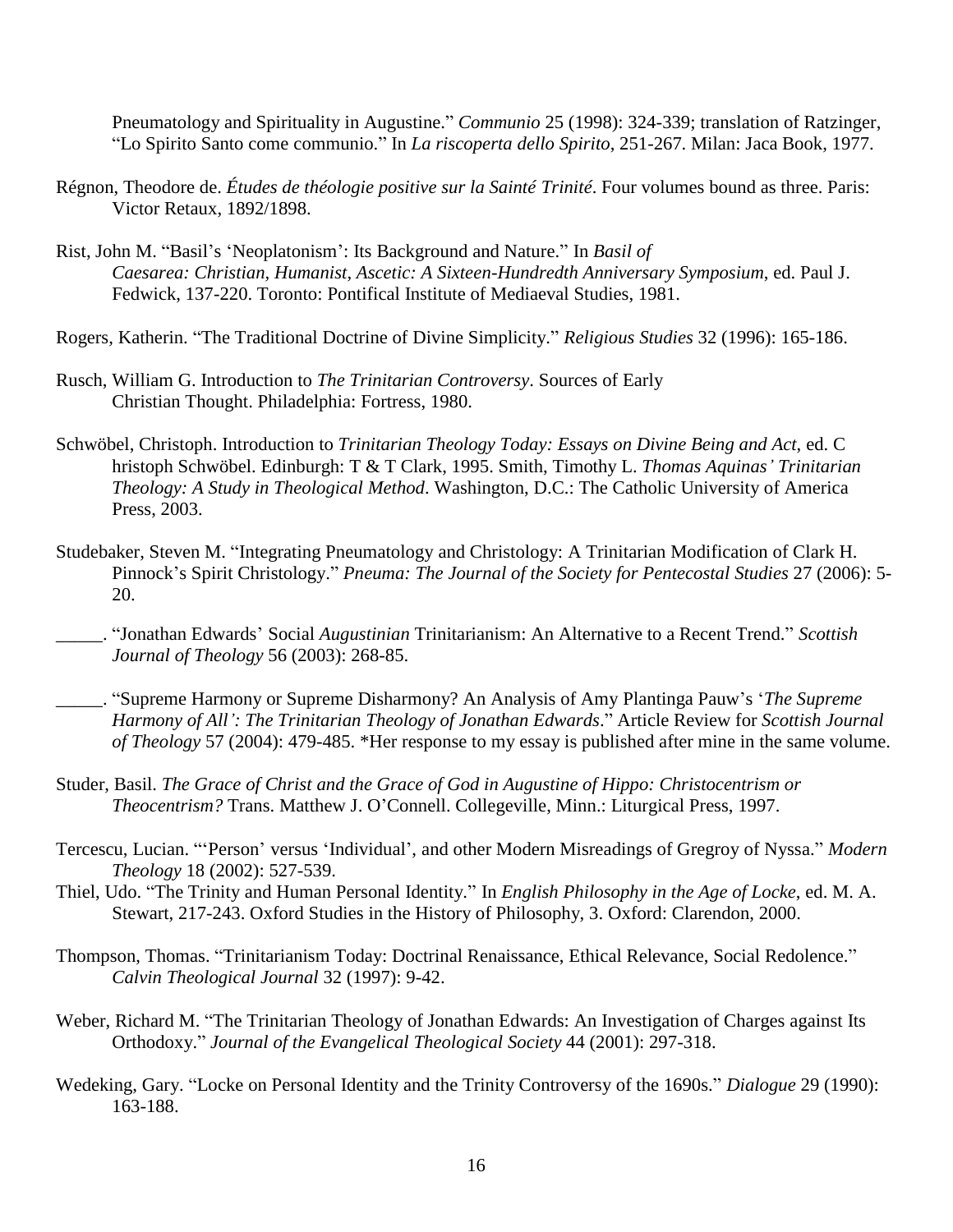Pneumatology and Spirituality in Augustine." *Communio* 25 (1998): 324-339; translation of Ratzinger, "Lo Spirito Santo come communio." In *La riscoperta dello Spirito*, 251-267. Milan: Jaca Book, 1977.

Régnon, Theodore de. *Études de théologie positive sur la Sainté Trinité*. Four volumes bound as three. Paris: Victor Retaux, 1892/1898.

Rist, John M. "Basil's 'Neoplatonism': Its Background and Nature." In *Basil of Caesarea: Christian, Humanist, Ascetic: A Sixteen-Hundredth Anniversary Symposium*, ed. Paul J. Fedwick, 137-220. Toronto: Pontifical Institute of Mediaeval Studies, 1981.

Rogers, Katherin. "The Traditional Doctrine of Divine Simplicity." *Religious Studies* 32 (1996): 165-186.

Rusch, William G. Introduction to *The Trinitarian Controversy*. Sources of Early Christian Thought. Philadelphia: Fortress, 1980.

Schwöbel, Christoph. Introduction to *Trinitarian Theology Today: Essays on Divine Being and Act*, ed. C hristoph Schwöbel. Edinburgh: T & T Clark, 1995. Smith, Timothy L. *Thomas Aquinas' Trinitarian Theology: A Study in Theological Method*. Washington, D.C.: The Catholic University of America Press, 2003.

Studebaker, Steven M. "Integrating Pneumatology and Christology: A Trinitarian Modification of Clark H. Pinnock's Spirit Christology." *Pneuma: The Journal of the Society for Pentecostal Studies* 27 (2006): 5-20.

_____. "Jonathan Edwards' Social *Augustinian* Trinitarianism: An Alternative to a Recent Trend." *Scottish Journal of Theology* 56 (2003): 268-85.

_____. "Supreme Harmony or Supreme Disharmony? An Analysis of Amy Plantinga Pauw's '*The Supreme Harmony of All': The Trinitarian Theology of Jonathan Edwards*." Article Review for *Scottish Journal of Theology* 57 (2004): 479-485. *Her response to my essay is published after mine in the same volume.

Studer, Basil. *The Grace of Christ and the Grace of God in Augustine of Hippo: Christocentrism or Theocentrism?* Trans. Matthew J. O'Connell. Collegeville, Minn.: Liturgical Press, 1997.

Tercescu, Lucian. "'Person' versus 'Individual', and other Modern Misreadings of Gregroy of Nyssa." *Modern Theology* 18 (2002): 527-539.

Thiel, Udo. "The Trinity and Human Personal Identity." In *English Philosophy in the Age of Locke*, ed. M. A. Stewart, 217-243. Oxford Studies in the History of Philosophy, 3. Oxford: Clarendon, 2000.

Thompson, Thomas. "Trinitarianism Today: Doctrinal Renaissance, Ethical Relevance, Social Redolence." *Calvin Theological Journal* 32 (1997): 9-42.

Weber, Richard M. "The Trinitarian Theology of Jonathan Edwards: An Investigation of Charges against Its Orthodoxy." *Journal of the Evangelical Theological Society* 44 (2001): 297-318.

Wedeking, Gary. "Locke on Personal Identity and the Trinity Controversy of the 1690s." *Dialogue* 29 (1990): 163-188.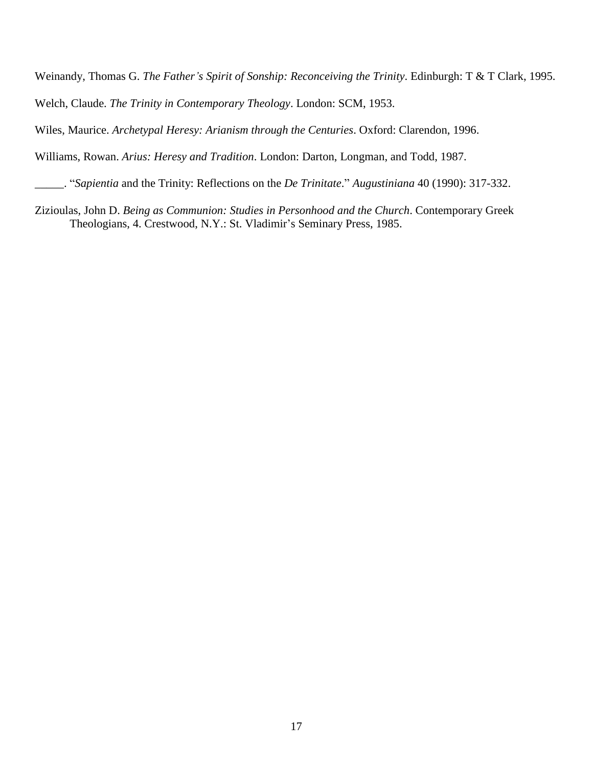Weinandy, Thomas G. *The Father's Spirit of Sonship: Reconceiving the Trinity*. Edinburgh: T & T Clark, 1995.

Welch, Claude. *The Trinity in Contemporary Theology*. London: SCM, 1953.

Wiles, Maurice. *Archetypal Heresy: Arianism through the Centuries*. Oxford: Clarendon, 1996.

Williams, Rowan. *Arius: Heresy and Tradition*. London: Darton, Longman, and Todd, 1987.

_____. "*Sapientia* and the Trinity: Reflections on the *De Trinitate*." *Augustiniana* 40 (1990): 317-332.

Zizioulas, John D. *Being as Communion: Studies in Personhood and the Church*. Contemporary Greek Theologians, 4. Crestwood, N.Y.: St. Vladimir's Seminary Press, 1985.